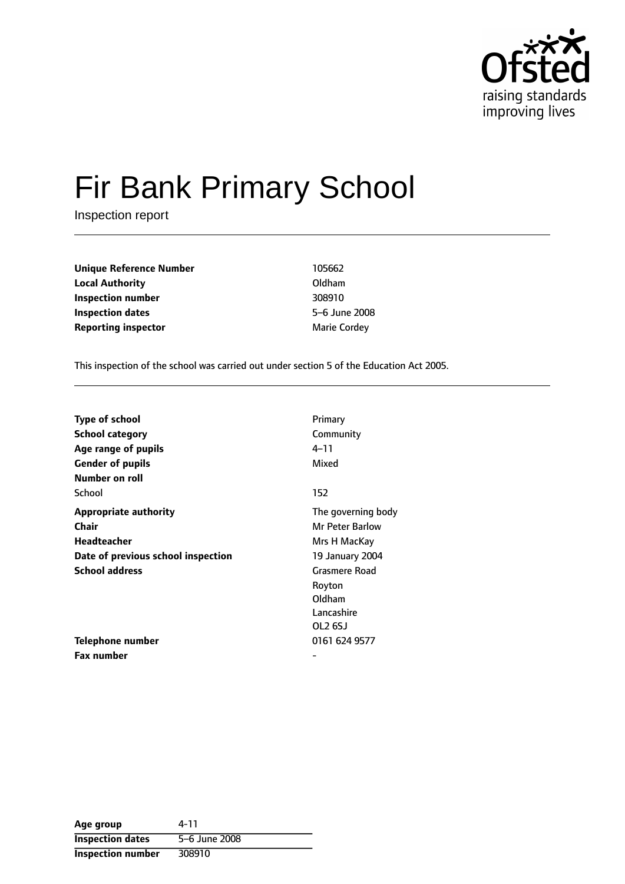Ofsted
raising standards
improving lives

# Fir Bank Primary School

Inspection report

| | |
|---|---|
| **Unique Reference Number** | 105662 |
| **Local Authority** | Oldham |
| **Inspection number** | 308910 |
| **Inspection dates** | 5–6 June 2008 |
| **Reporting inspector** | Marie Cordey |

This inspection of the school was carried out under section 5 of the Education Act 2005.

| | |
|---|---|
| **Type of school** | Primary |
| **School category** | Community |
| **Age range of pupils** | 4–11 |
| **Gender of pupils** | Mixed |
| **Number on roll** | |
| School | 152 |
| **Appropriate authority** | The governing body |
| **Chair** | Mr Peter Barlow |
| **Headteacher** | Mrs H MacKay |
| **Date of previous school inspection** | 19 January 2004 |
| **School address** | Grasmere Road<br>Royton<br>Oldham<br>Lancashire<br>OL2 6SJ |
| **Telephone number** | 0161 624 9577 |
| **Fax number** | - |

| | |
|---|---|
| **Age group** | 4-11 |
| **Inspection dates** | 5–6 June 2008 |
| **Inspection number** | 308910 |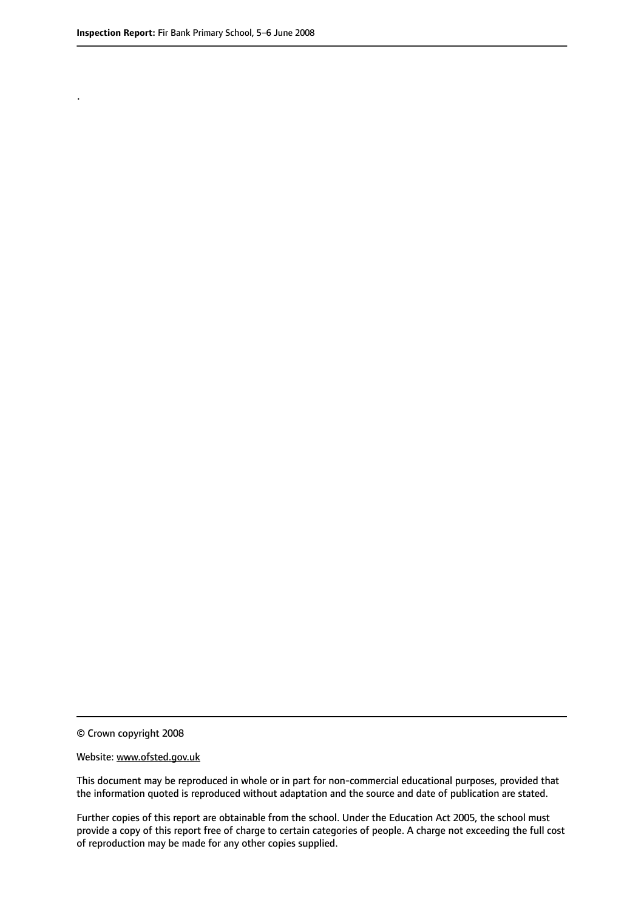.

© Crown copyright 2008

Website: www.ofsted.gov.uk

This document may be reproduced in whole or in part for non-commercial educational purposes, provided that the information quoted is reproduced without adaptation and the source and date of publication are stated.

Further copies of this report are obtainable from the school. Under the Education Act 2005, the school must provide a copy of this report free of charge to certain categories of people. A charge not exceeding the full cost of reproduction may be made for any other copies supplied.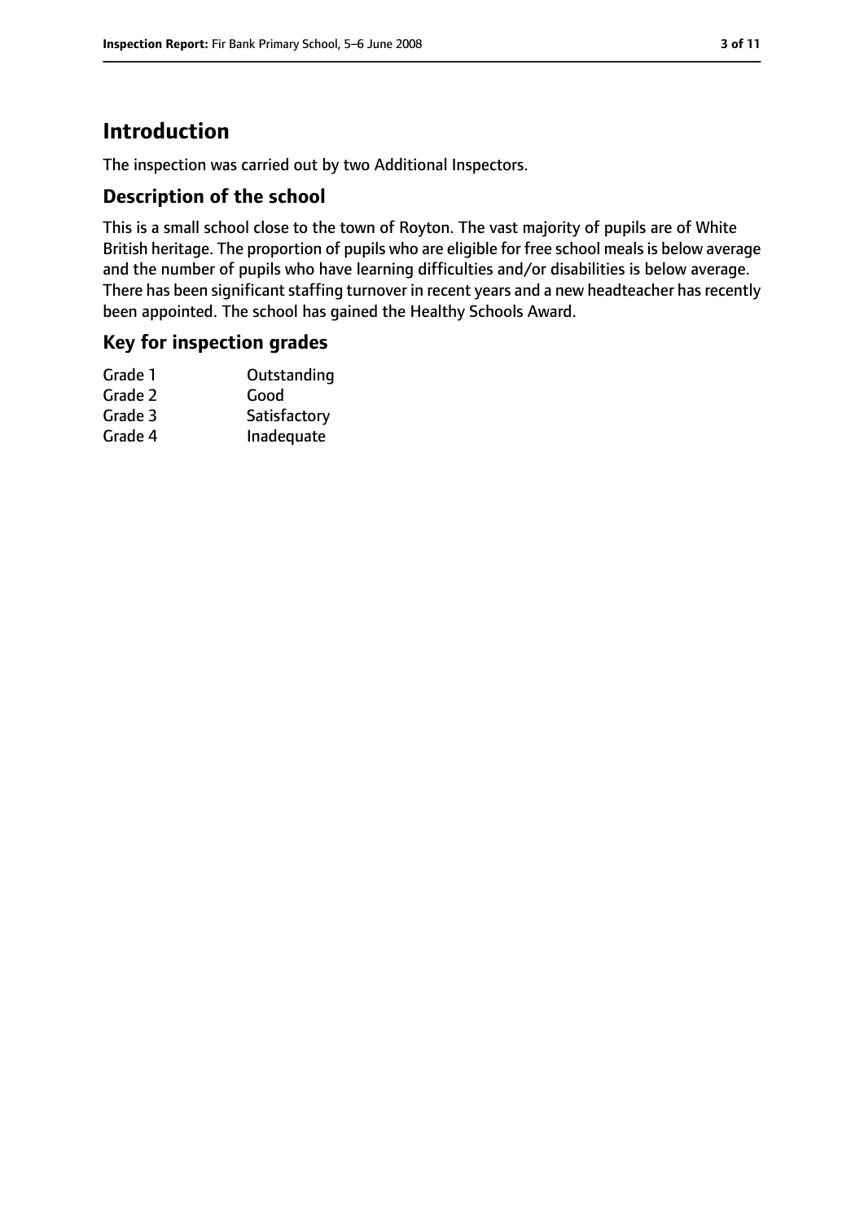# Introduction

The inspection was carried out by two Additional Inspectors.

## Description of the school

This is a small school close to the town of Royton. The vast majority of pupils are of White British heritage. The proportion of pupils who are eligible for free school meals is below average and the number of pupils who have learning difficulties and/or disabilities is below average. There has been significant staffing turnover in recent years and a new headteacher has recently been appointed. The school has gained the Healthy Schools Award.

## Key for inspection grades

| | |
|---|---|
| Grade 1 | Outstanding |
| Grade 2 | Good |
| Grade 3 | Satisfactory |
| Grade 4 | Inadequate |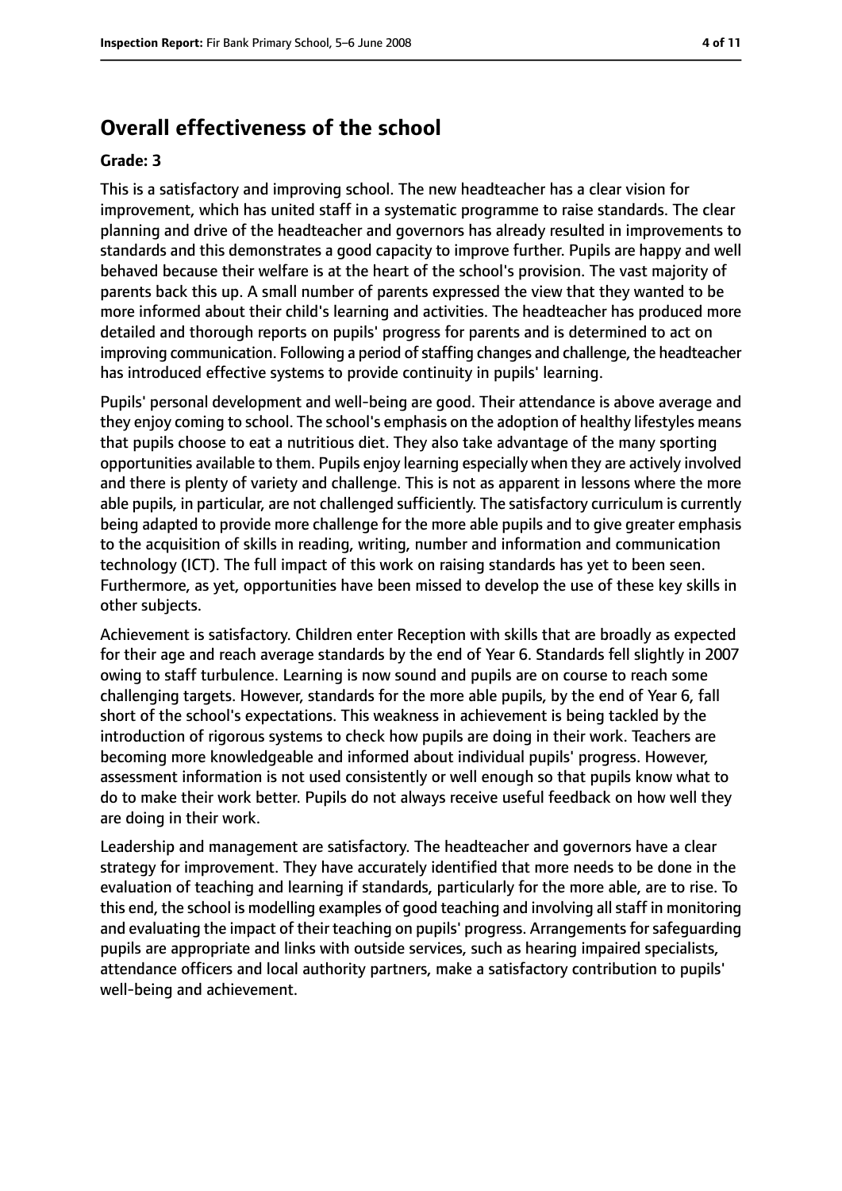## Overall effectiveness of the school

**Grade: 3**

This is a satisfactory and improving school. The new headteacher has a clear vision for improvement, which has united staff in a systematic programme to raise standards. The clear planning and drive of the headteacher and governors has already resulted in improvements to standards and this demonstrates a good capacity to improve further. Pupils are happy and well behaved because their welfare is at the heart of the school's provision. The vast majority of parents back this up. A small number of parents expressed the view that they wanted to be more informed about their child's learning and activities. The headteacher has produced more detailed and thorough reports on pupils' progress for parents and is determined to act on improving communication. Following a period of staffing changes and challenge, the headteacher has introduced effective systems to provide continuity in pupils' learning.

Pupils' personal development and well-being are good. Their attendance is above average and they enjoy coming to school. The school's emphasis on the adoption of healthy lifestyles means that pupils choose to eat a nutritious diet. They also take advantage of the many sporting opportunities available to them. Pupils enjoy learning especially when they are actively involved and there is plenty of variety and challenge. This is not as apparent in lessons where the more able pupils, in particular, are not challenged sufficiently. The satisfactory curriculum is currently being adapted to provide more challenge for the more able pupils and to give greater emphasis to the acquisition of skills in reading, writing, number and information and communication technology (ICT). The full impact of this work on raising standards has yet to been seen. Furthermore, as yet, opportunities have been missed to develop the use of these key skills in other subjects.

Achievement is satisfactory. Children enter Reception with skills that are broadly as expected for their age and reach average standards by the end of Year 6. Standards fell slightly in 2007 owing to staff turbulence. Learning is now sound and pupils are on course to reach some challenging targets. However, standards for the more able pupils, by the end of Year 6, fall short of the school's expectations. This weakness in achievement is being tackled by the introduction of rigorous systems to check how pupils are doing in their work. Teachers are becoming more knowledgeable and informed about individual pupils' progress. However, assessment information is not used consistently or well enough so that pupils know what to do to make their work better. Pupils do not always receive useful feedback on how well they are doing in their work.

Leadership and management are satisfactory. The headteacher and governors have a clear strategy for improvement. They have accurately identified that more needs to be done in the evaluation of teaching and learning if standards, particularly for the more able, are to rise. To this end, the school is modelling examples of good teaching and involving all staff in monitoring and evaluating the impact of their teaching on pupils' progress. Arrangements for safeguarding pupils are appropriate and links with outside services, such as hearing impaired specialists, attendance officers and local authority partners, make a satisfactory contribution to pupils' well-being and achievement.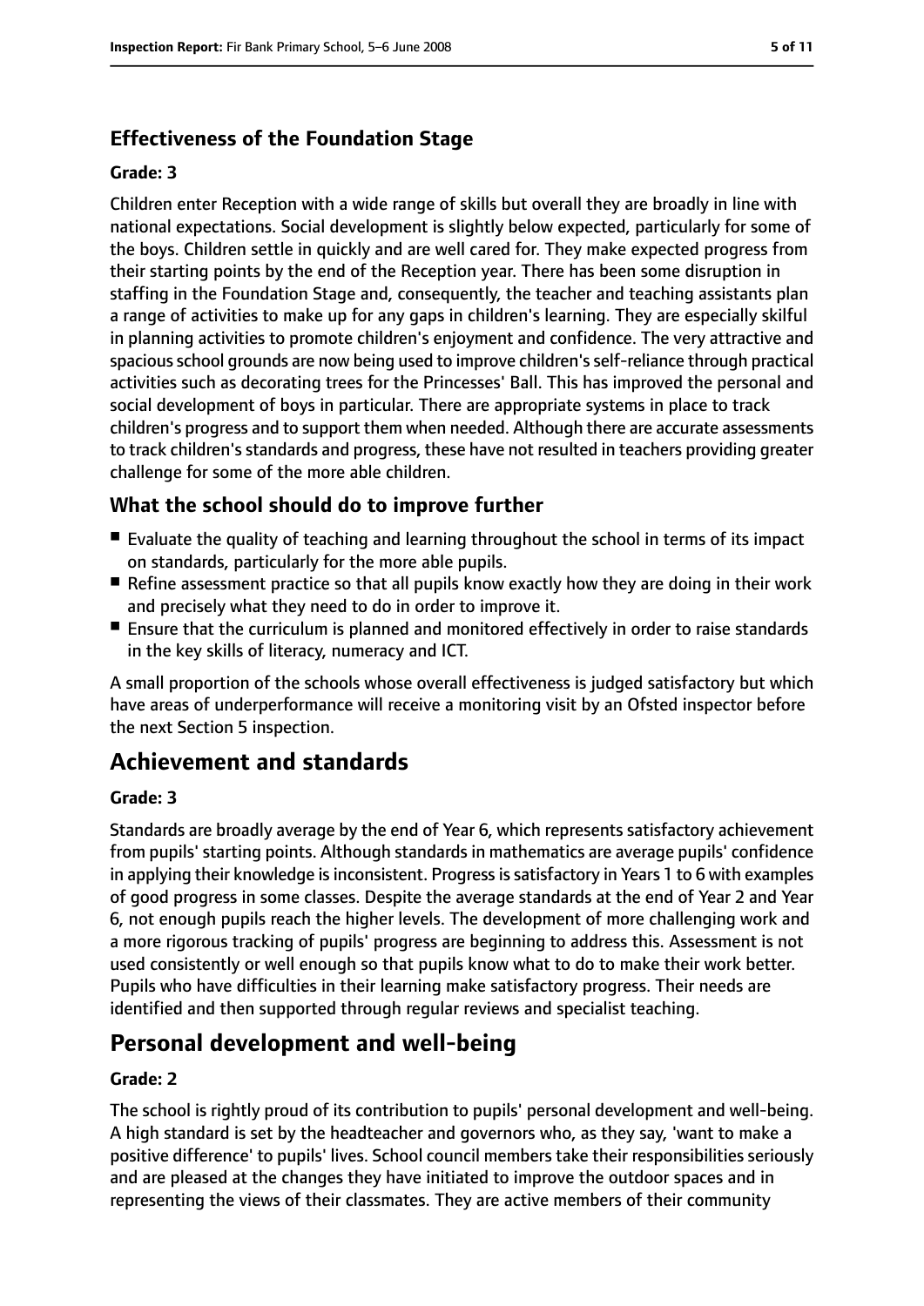### Effectiveness of the Foundation Stage

#### Grade: 3

Children enter Reception with a wide range of skills but overall they are broadly in line with national expectations. Social development is slightly below expected, particularly for some of the boys. Children settle in quickly and are well cared for. They make expected progress from their starting points by the end of the Reception year. There has been some disruption in staffing in the Foundation Stage and, consequently, the teacher and teaching assistants plan a range of activities to make up for any gaps in children's learning. They are especially skilful in planning activities to promote children's enjoyment and confidence. The very attractive and spacious school grounds are now being used to improve children's self-reliance through practical activities such as decorating trees for the Princesses' Ball. This has improved the personal and social development of boys in particular. There are appropriate systems in place to track children's progress and to support them when needed. Although there are accurate assessments to track children's standards and progress, these have not resulted in teachers providing greater challenge for some of the more able children.

### What the school should do to improve further

- Evaluate the quality of teaching and learning throughout the school in terms of its impact on standards, particularly for the more able pupils.
- Refine assessment practice so that all pupils know exactly how they are doing in their work and precisely what they need to do in order to improve it.
- Ensure that the curriculum is planned and monitored effectively in order to raise standards in the key skills of literacy, numeracy and ICT.

A small proportion of the schools whose overall effectiveness is judged satisfactory but which have areas of underperformance will receive a monitoring visit by an Ofsted inspector before the next Section 5 inspection.

## Achievement and standards

#### Grade: 3

Standards are broadly average by the end of Year 6, which represents satisfactory achievement from pupils' starting points. Although standards in mathematics are average pupils' confidence in applying their knowledge is inconsistent. Progress is satisfactory in Years 1 to 6 with examples of good progress in some classes. Despite the average standards at the end of Year 2 and Year 6, not enough pupils reach the higher levels. The development of more challenging work and a more rigorous tracking of pupils' progress are beginning to address this. Assessment is not used consistently or well enough so that pupils know what to do to make their work better. Pupils who have difficulties in their learning make satisfactory progress. Their needs are identified and then supported through regular reviews and specialist teaching.

## Personal development and well-being

#### Grade: 2

The school is rightly proud of its contribution to pupils' personal development and well-being. A high standard is set by the headteacher and governors who, as they say, 'want to make a positive difference' to pupils' lives. School council members take their responsibilities seriously and are pleased at the changes they have initiated to improve the outdoor spaces and in representing the views of their classmates. They are active members of their community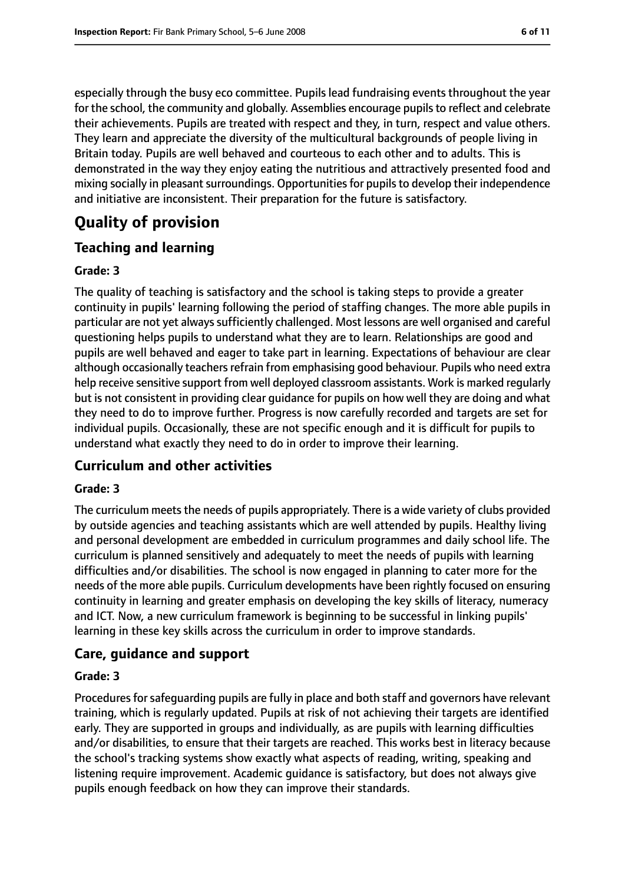especially through the busy eco committee. Pupils lead fundraising events throughout the year for the school, the community and globally. Assemblies encourage pupils to reflect and celebrate their achievements. Pupils are treated with respect and they, in turn, respect and value others. They learn and appreciate the diversity of the multicultural backgrounds of people living in Britain today. Pupils are well behaved and courteous to each other and to adults. This is demonstrated in the way they enjoy eating the nutritious and attractively presented food and mixing socially in pleasant surroundings. Opportunities for pupils to develop their independence and initiative are inconsistent. Their preparation for the future is satisfactory.

# Quality of provision

## Teaching and learning

### Grade: 3

The quality of teaching is satisfactory and the school is taking steps to provide a greater continuity in pupils' learning following the period of staffing changes. The more able pupils in particular are not yet always sufficiently challenged. Most lessons are well organised and careful questioning helps pupils to understand what they are to learn. Relationships are good and pupils are well behaved and eager to take part in learning. Expectations of behaviour are clear although occasionally teachers refrain from emphasising good behaviour. Pupils who need extra help receive sensitive support from well deployed classroom assistants. Work is marked regularly but is not consistent in providing clear guidance for pupils on how well they are doing and what they need to do to improve further. Progress is now carefully recorded and targets are set for individual pupils. Occasionally, these are not specific enough and it is difficult for pupils to understand what exactly they need to do in order to improve their learning.

## Curriculum and other activities

### Grade: 3

The curriculum meets the needs of pupils appropriately. There is a wide variety of clubs provided by outside agencies and teaching assistants which are well attended by pupils. Healthy living and personal development are embedded in curriculum programmes and daily school life. The curriculum is planned sensitively and adequately to meet the needs of pupils with learning difficulties and/or disabilities. The school is now engaged in planning to cater more for the needs of the more able pupils. Curriculum developments have been rightly focused on ensuring continuity in learning and greater emphasis on developing the key skills of literacy, numeracy and ICT. Now, a new curriculum framework is beginning to be successful in linking pupils' learning in these key skills across the curriculum in order to improve standards.

## Care, guidance and support

### Grade: 3

Procedures for safeguarding pupils are fully in place and both staff and governors have relevant training, which is regularly updated. Pupils at risk of not achieving their targets are identified early. They are supported in groups and individually, as are pupils with learning difficulties and/or disabilities, to ensure that their targets are reached. This works best in literacy because the school's tracking systems show exactly what aspects of reading, writing, speaking and listening require improvement. Academic guidance is satisfactory, but does not always give pupils enough feedback on how they can improve their standards.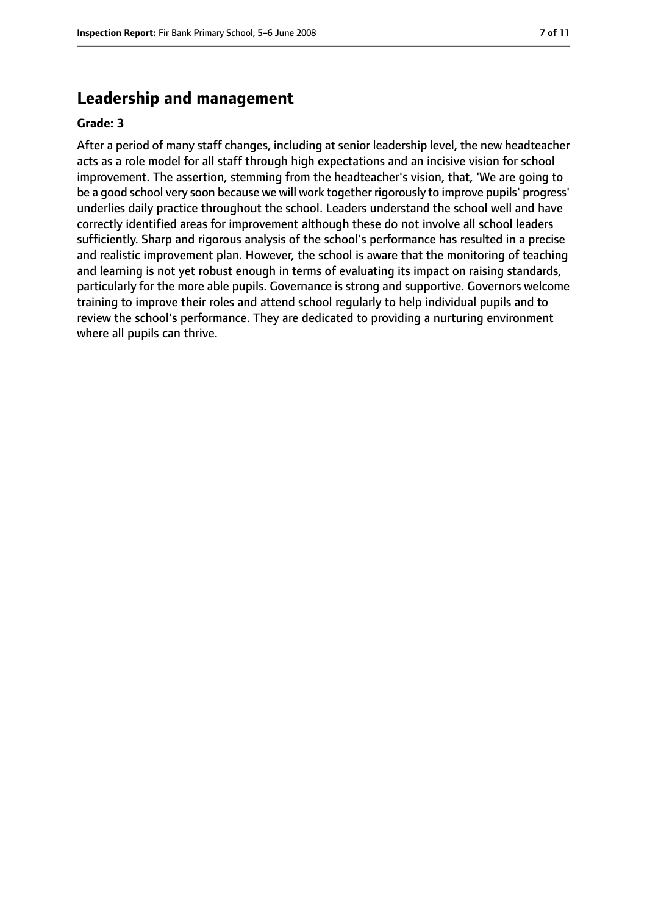## Leadership and management

**Grade: 3**

After a period of many staff changes, including at senior leadership level, the new headteacher acts as a role model for all staff through high expectations and an incisive vision for school improvement. The assertion, stemming from the headteacher's vision, that, 'We are going to be a good school very soon because we will work together rigorously to improve pupils' progress' underlies daily practice throughout the school. Leaders understand the school well and have correctly identified areas for improvement although these do not involve all school leaders sufficiently. Sharp and rigorous analysis of the school's performance has resulted in a precise and realistic improvement plan. However, the school is aware that the monitoring of teaching and learning is not yet robust enough in terms of evaluating its impact on raising standards, particularly for the more able pupils. Governance is strong and supportive. Governors welcome training to improve their roles and attend school regularly to help individual pupils and to review the school's performance. They are dedicated to providing a nurturing environment where all pupils can thrive.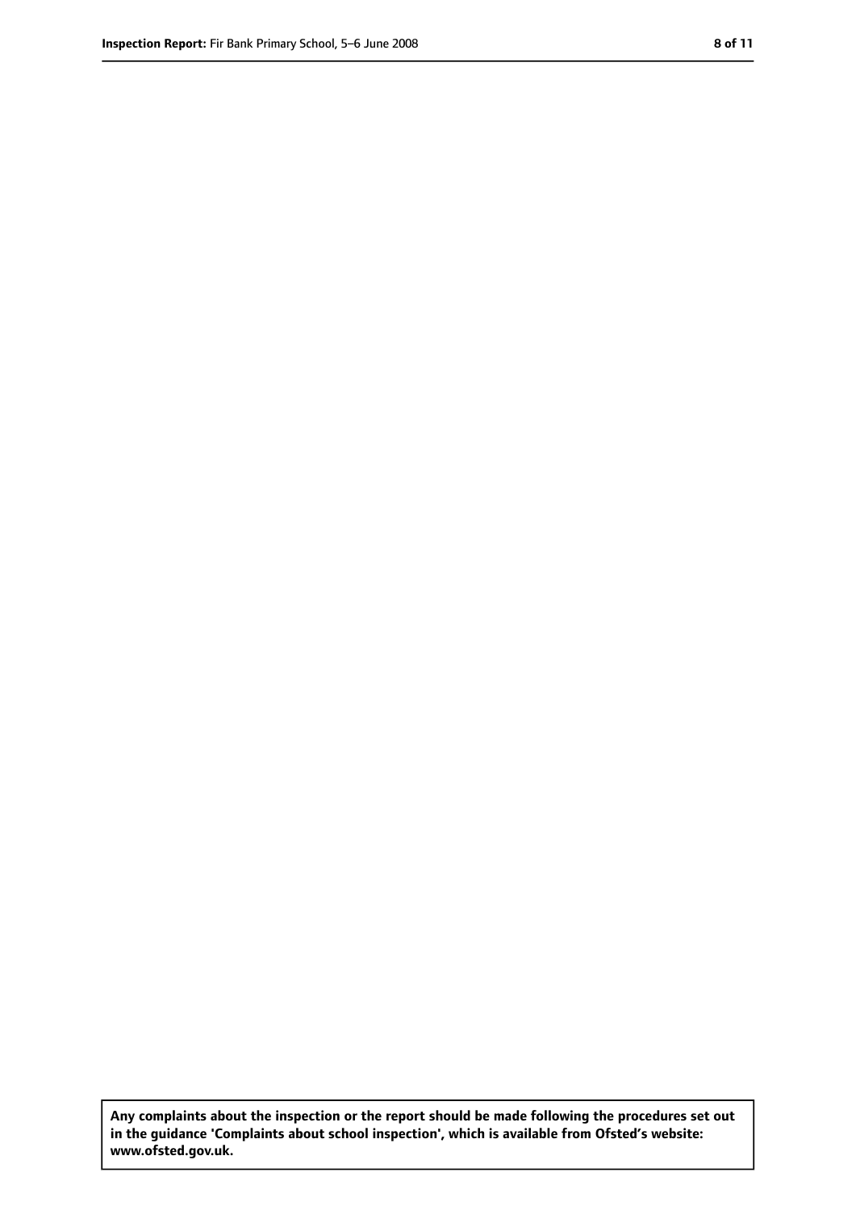**Any complaints about the inspection or the report should be made following the procedures set out in the guidance 'Complaints about school inspection', which is available from Ofsted's website: www.ofsted.gov.uk.**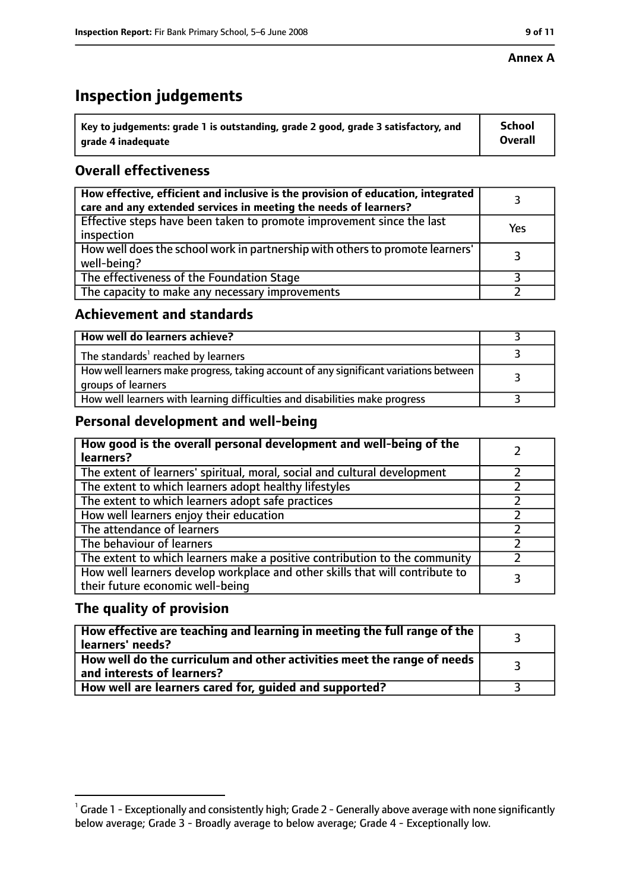**Annex A**

# Inspection judgements

| Key to judgements: grade 1 is outstanding, grade 2 good, grade 3 satisfactory, and grade 4 inadequate | School Overall |
|---|---|

## Overall effectiveness

| | |
|---|---|
| How effective, efficient and inclusive is the provision of education, integrated care and any extended services in meeting the needs of learners? | 3 |
| Effective steps have been taken to promote improvement since the last inspection | Yes |
| How well does the school work in partnership with others to promote learners' well-being? | 3 |
| The effectiveness of the Foundation Stage | 3 |
| The capacity to make any necessary improvements | 2 |

## Achievement and standards

| | |
|---|---|
| How well do learners achieve? | 3 |
| The standards[1] reached by learners | 3 |
| How well learners make progress, taking account of any significant variations between groups of learners | 3 |
| How well learners with learning difficulties and disabilities make progress | 3 |

## Personal development and well-being

| | |
|---|---|
| How good is the overall personal development and well-being of the learners? | 2 |
| The extent of learners' spiritual, moral, social and cultural development | 2 |
| The extent to which learners adopt healthy lifestyles | 2 |
| The extent to which learners adopt safe practices | 2 |
| How well learners enjoy their education | 2 |
| The attendance of learners | 2 |
| The behaviour of learners | 2 |
| The extent to which learners make a positive contribution to the community | 2 |
| How well learners develop workplace and other skills that will contribute to their future economic well-being | 3 |

## The quality of provision

| | |
|---|---|
| How effective are teaching and learning in meeting the full range of the learners' needs? | 3 |
| How well do the curriculum and other activities meet the range of needs and interests of learners? | 3 |
| How well are learners cared for, guided and supported? | 3 |

[1] Grade 1 - Exceptionally and consistently high; Grade 2 - Generally above average with none significantly below average; Grade 3 - Broadly average to below average; Grade 4 - Exceptionally low.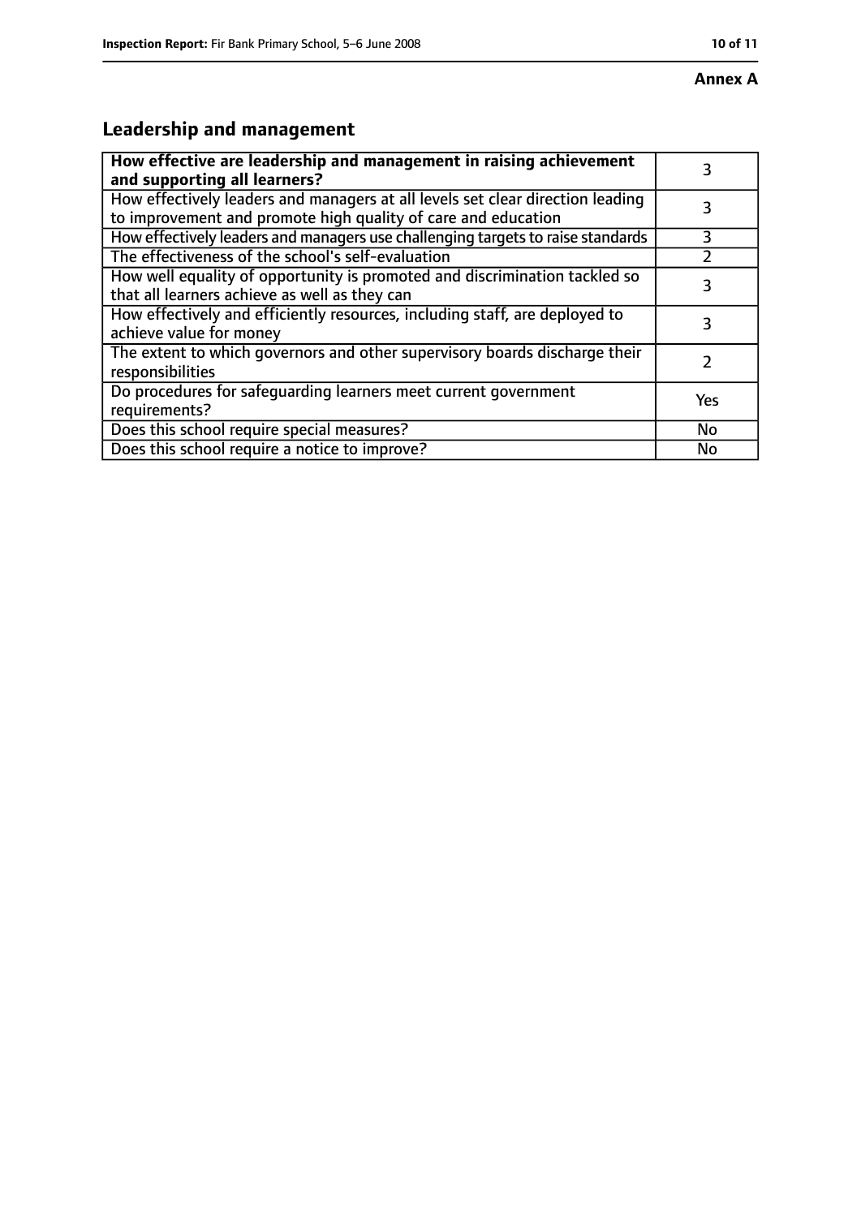**Annex A**

## Leadership and management

| | |
|---|---|
| **How effective are leadership and management in raising achievement and supporting all learners?** | 3 |
| How effectively leaders and managers at all levels set clear direction leading to improvement and promote high quality of care and education | 3 |
| How effectively leaders and managers use challenging targets to raise standards | 3 |
| The effectiveness of the school's self-evaluation | 2 |
| How well equality of opportunity is promoted and discrimination tackled so that all learners achieve as well as they can | 3 |
| How effectively and efficiently resources, including staff, are deployed to achieve value for money | 3 |
| The extent to which governors and other supervisory boards discharge their responsibilities | 2 |
| Do procedures for safeguarding learners meet current government requirements? | Yes |
| Does this school require special measures? | No |
| Does this school require a notice to improve? | No |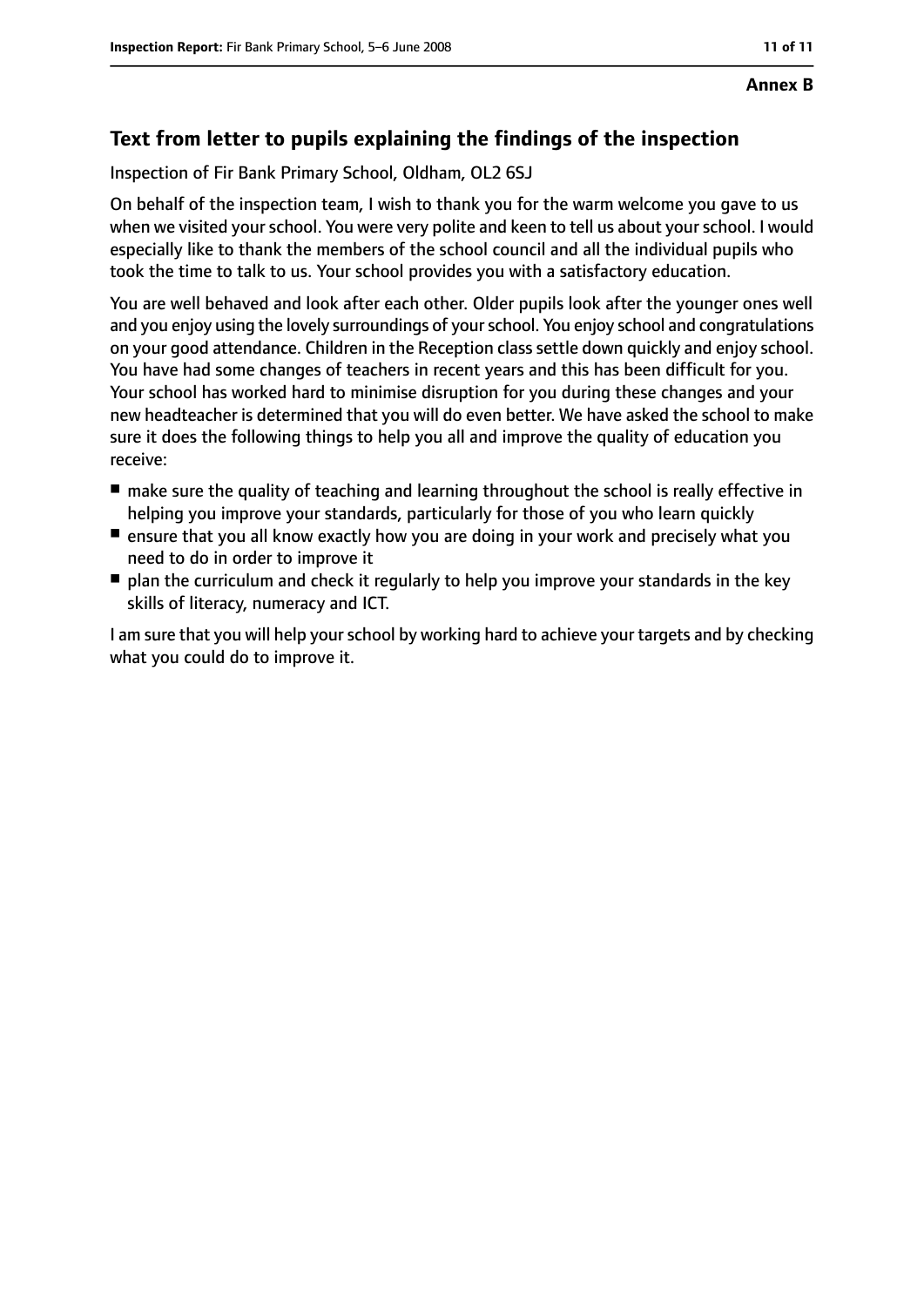**Annex B**

## Text from letter to pupils explaining the findings of the inspection

Inspection of Fir Bank Primary School, Oldham, OL2 6SJ

On behalf of the inspection team, I wish to thank you for the warm welcome you gave to us when we visited your school. You were very polite and keen to tell us about your school. I would especially like to thank the members of the school council and all the individual pupils who took the time to talk to us. Your school provides you with a satisfactory education.

You are well behaved and look after each other. Older pupils look after the younger ones well and you enjoy using the lovely surroundings of your school. You enjoy school and congratulations on your good attendance. Children in the Reception class settle down quickly and enjoy school. You have had some changes of teachers in recent years and this has been difficult for you. Your school has worked hard to minimise disruption for you during these changes and your new headteacher is determined that you will do even better. We have asked the school to make sure it does the following things to help you all and improve the quality of education you receive:

- make sure the quality of teaching and learning throughout the school is really effective in helping you improve your standards, particularly for those of you who learn quickly
- ensure that you all know exactly how you are doing in your work and precisely what you need to do in order to improve it
- plan the curriculum and check it regularly to help you improve your standards in the key skills of literacy, numeracy and ICT.

I am sure that you will help your school by working hard to achieve your targets and by checking what you could do to improve it.